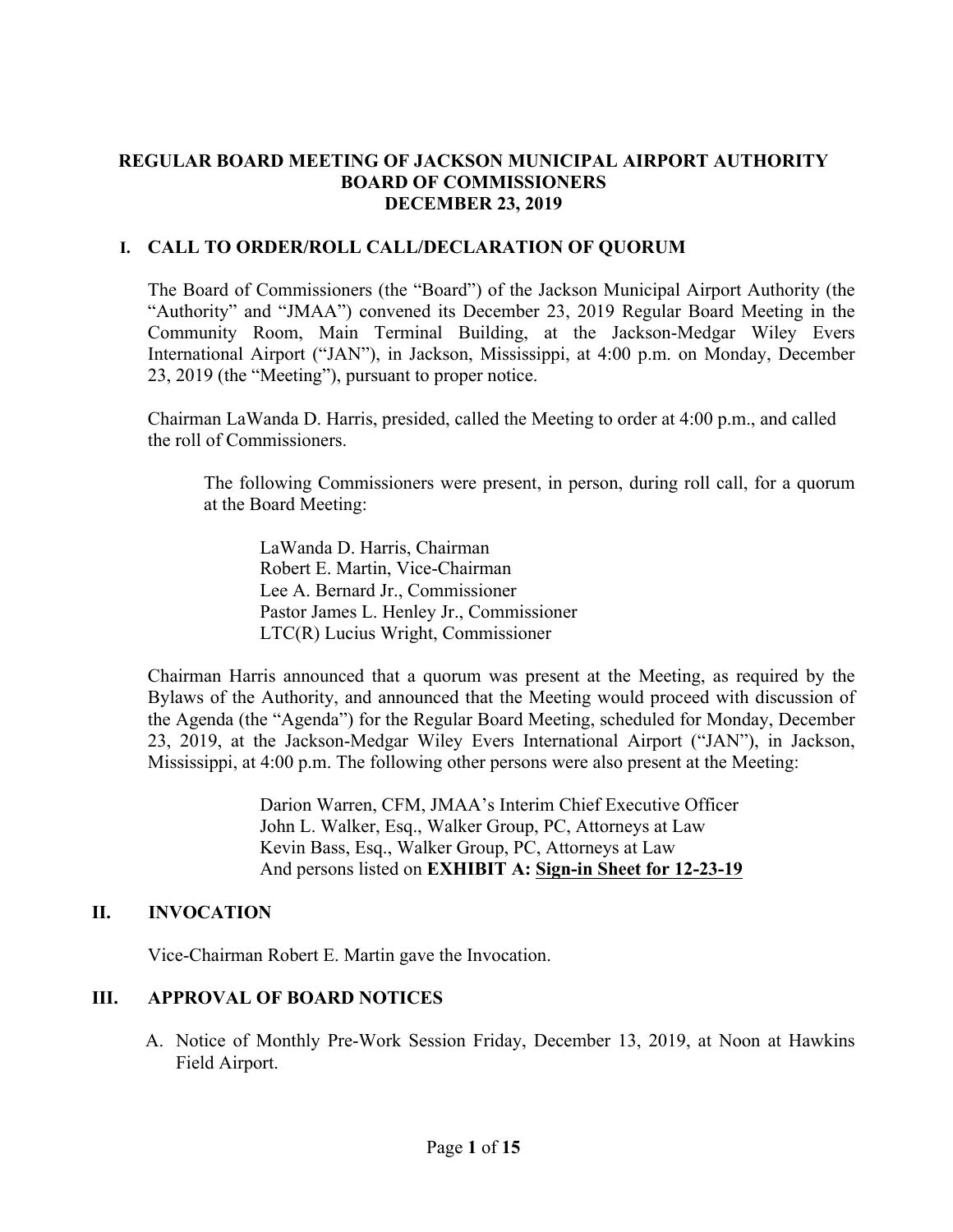# REGULAR BOARD MEETING OF JACKSON MUNICIPAL AIRPORT AUTHORITY BOARD OF COMMISSIONERS DECEMBER 23, 2019

## I. CALL TO ORDER/ROLL CALL/DECLARATION OF QUORUM

The Board of Commissioners (the "Board") of the Jackson Municipal Airport Authority (the "Authority" and "JMAA") convened its December 23, 2019 Regular Board Meeting in the Community Room, Main Terminal Building, at the Jackson-Medgar Wiley Evers International Airport ("JAN"), in Jackson, Mississippi, at 4:00 p.m. on Monday, December 23, 2019 (the "Meeting"), pursuant to proper notice.

Chairman LaWanda D. Harris, presided, called the Meeting to order at 4:00 p.m., and called the roll of Commissioners.

The following Commissioners were present, in person, during roll call, for a quorum at the Board Meeting:

LaWanda D. Harris, Chairman
Robert E. Martin, Vice-Chairman
Lee A. Bernard Jr., Commissioner
Pastor James L. Henley Jr., Commissioner
LTC(R) Lucius Wright, Commissioner

Chairman Harris announced that a quorum was present at the Meeting, as required by the Bylaws of the Authority, and announced that the Meeting would proceed with discussion of the Agenda (the "Agenda") for the Regular Board Meeting, scheduled for Monday, December 23, 2019, at the Jackson-Medgar Wiley Evers International Airport ("JAN"), in Jackson, Mississippi, at 4:00 p.m. The following other persons were also present at the Meeting:

Darion Warren, CFM, JMAA's Interim Chief Executive Officer
John L. Walker, Esq., Walker Group, PC, Attorneys at Law
Kevin Bass, Esq., Walker Group, PC, Attorneys at Law
And persons listed on **EXHIBIT A: Sign-in Sheet for 12-23-19**

## II. INVOCATION

Vice-Chairman Robert E. Martin gave the Invocation.

## III. APPROVAL OF BOARD NOTICES

A. Notice of Monthly Pre-Work Session Friday, December 13, 2019, at Noon at Hawkins Field Airport.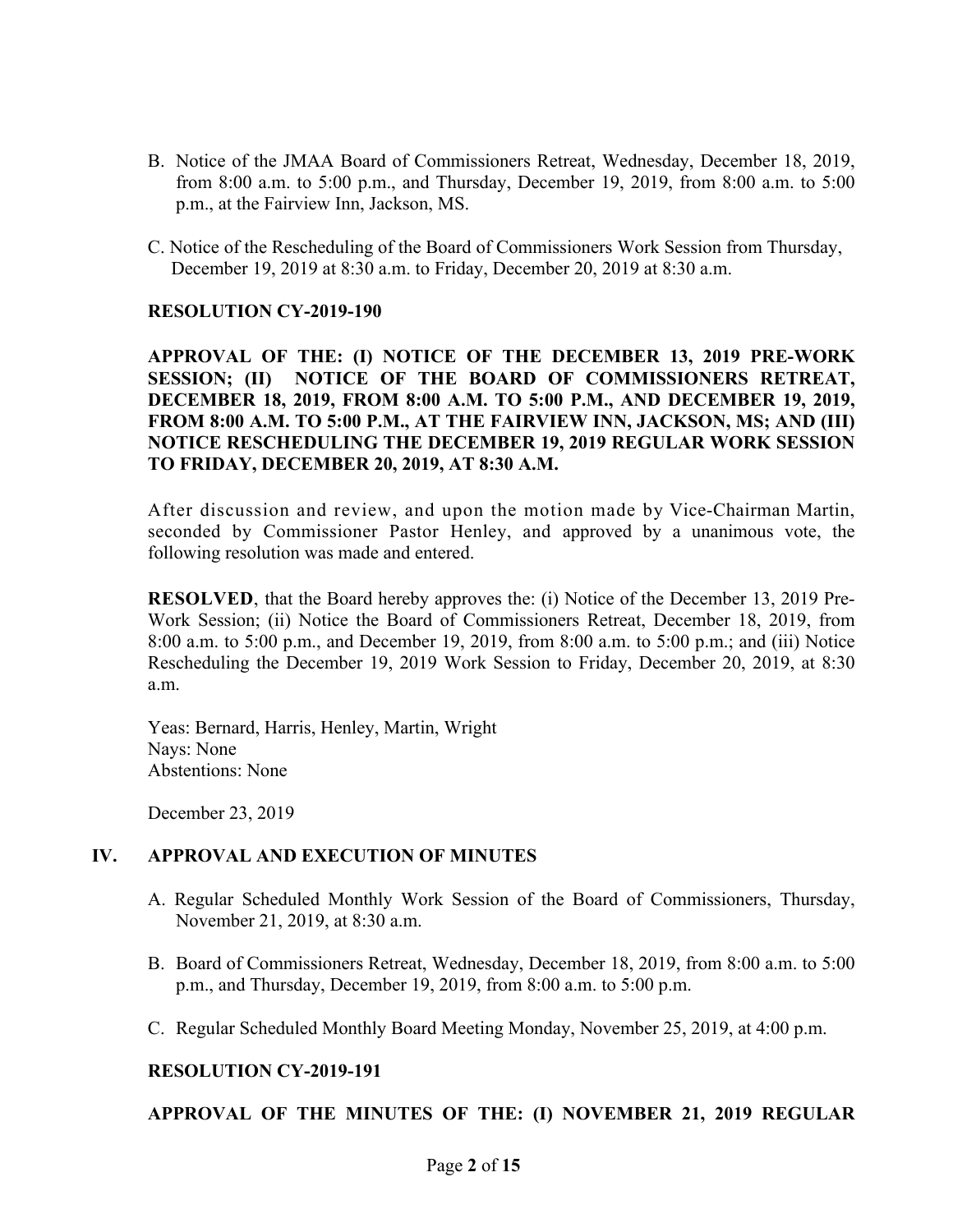B. Notice of the JMAA Board of Commissioners Retreat, Wednesday, December 18, 2019, from 8:00 a.m. to 5:00 p.m., and Thursday, December 19, 2019, from 8:00 a.m. to 5:00 p.m., at the Fairview Inn, Jackson, MS.

C. Notice of the Rescheduling of the Board of Commissioners Work Session from Thursday, December 19, 2019 at 8:30 a.m. to Friday, December 20, 2019 at 8:30 a.m.

**RESOLUTION CY-2019-190**

**APPROVAL OF THE: (I) NOTICE OF THE DECEMBER 13, 2019 PRE-WORK SESSION; (II) NOTICE OF THE BOARD OF COMMISSIONERS RETREAT, DECEMBER 18, 2019, FROM 8:00 A.M. TO 5:00 P.M., AND DECEMBER 19, 2019, FROM 8:00 A.M. TO 5:00 P.M., AT THE FAIRVIEW INN, JACKSON, MS; AND (III) NOTICE RESCHEDULING THE DECEMBER 19, 2019 REGULAR WORK SESSION TO FRIDAY, DECEMBER 20, 2019, AT 8:30 A.M.**

After discussion and review, and upon the motion made by Vice-Chairman Martin, seconded by Commissioner Pastor Henley, and approved by a unanimous vote, the following resolution was made and entered.

**RESOLVED**, that the Board hereby approves the: (i) Notice of the December 13, 2019 Pre-Work Session; (ii) Notice the Board of Commissioners Retreat, December 18, 2019, from 8:00 a.m. to 5:00 p.m., and December 19, 2019, from 8:00 a.m. to 5:00 p.m.; and (iii) Notice Rescheduling the December 19, 2019 Work Session to Friday, December 20, 2019, at 8:30 a.m.

Yeas: Bernard, Harris, Henley, Martin, Wright
Nays: None
Abstentions: None

December 23, 2019

## IV. APPROVAL AND EXECUTION OF MINUTES

A. Regular Scheduled Monthly Work Session of the Board of Commissioners, Thursday, November 21, 2019, at 8:30 a.m.

B. Board of Commissioners Retreat, Wednesday, December 18, 2019, from 8:00 a.m. to 5:00 p.m., and Thursday, December 19, 2019, from 8:00 a.m. to 5:00 p.m.

C. Regular Scheduled Monthly Board Meeting Monday, November 25, 2019, at 4:00 p.m.

**RESOLUTION CY-2019-191**

**APPROVAL OF THE MINUTES OF THE: (I) NOVEMBER 21, 2019 REGULAR**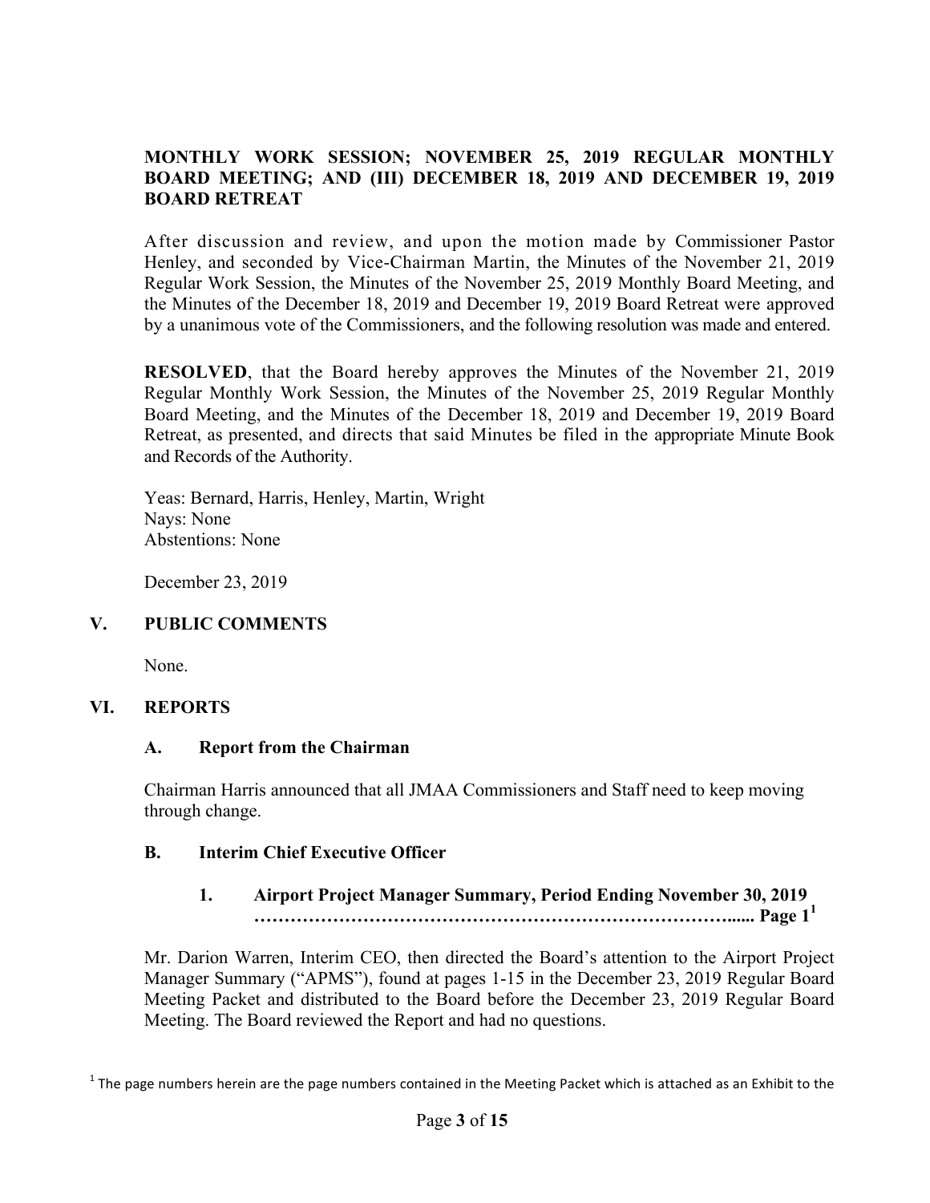**MONTHLY WORK SESSION; NOVEMBER 25, 2019 REGULAR MONTHLY BOARD MEETING; AND (III) DECEMBER 18, 2019 AND DECEMBER 19, 2019 BOARD RETREAT**

After discussion and review, and upon the motion made by Commissioner Pastor Henley, and seconded by Vice-Chairman Martin, the Minutes of the November 21, 2019 Regular Work Session, the Minutes of the November 25, 2019 Monthly Board Meeting, and the Minutes of the December 18, 2019 and December 19, 2019 Board Retreat were approved by a unanimous vote of the Commissioners, and the following resolution was made and entered.

**RESOLVED**, that the Board hereby approves the Minutes of the November 21, 2019 Regular Monthly Work Session, the Minutes of the November 25, 2019 Regular Monthly Board Meeting, and the Minutes of the December 18, 2019 and December 19, 2019 Board Retreat, as presented, and directs that said Minutes be filed in the appropriate Minute Book and Records of the Authority.

Yeas: Bernard, Harris, Henley, Martin, Wright
Nays: None
Abstentions: None

December 23, 2019

## V. PUBLIC COMMENTS

None.

## VI. REPORTS

### A. Report from the Chairman

Chairman Harris announced that all JMAA Commissioners and Staff need to keep moving through change.

### B. Interim Chief Executive Officer

#### 1. Airport Project Manager Summary, Period Ending November 30, 2019 …………………………………………………………………...... Page 1[1]

Mr. Darion Warren, Interim CEO, then directed the Board's attention to the Airport Project Manager Summary ("APMS"), found at pages 1-15 in the December 23, 2019 Regular Board Meeting Packet and distributed to the Board before the December 23, 2019 Regular Board Meeting. The Board reviewed the Report and had no questions.

[1] The page numbers herein are the page numbers contained in the Meeting Packet which is attached as an Exhibit to the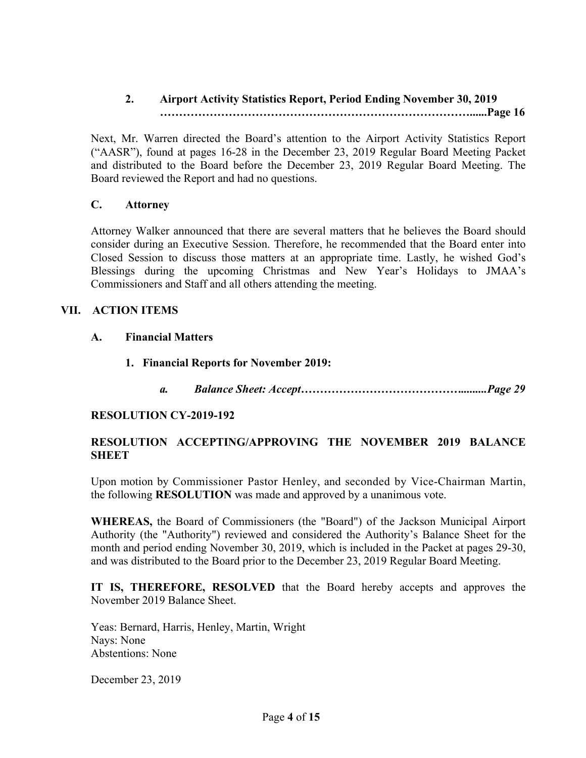### 2. Airport Activity Statistics Report, Period Ending November 30, 2019 ………………………………………………………………………......Page 16

Next, Mr. Warren directed the Board's attention to the Airport Activity Statistics Report ("AASR"), found at pages 16-28 in the December 23, 2019 Regular Board Meeting Packet and distributed to the Board before the December 23, 2019 Regular Board Meeting. The Board reviewed the Report and had no questions.

### C. Attorney

Attorney Walker announced that there are several matters that he believes the Board should consider during an Executive Session. Therefore, he recommended that the Board enter into Closed Session to discuss those matters at an appropriate time. Lastly, he wished God's Blessings during the upcoming Christmas and New Year's Holidays to JMAA's Commissioners and Staff and all others attending the meeting.

## VII. ACTION ITEMS

### A. Financial Matters

#### 1. Financial Reports for November 2019:

***a. Balance Sheet: Accept……………………………………..........Page 29***

**RESOLUTION CY-2019-192**

**RESOLUTION ACCEPTING/APPROVING THE NOVEMBER 2019 BALANCE SHEET**

Upon motion by Commissioner Pastor Henley, and seconded by Vice-Chairman Martin, the following **RESOLUTION** was made and approved by a unanimous vote.

**WHEREAS,** the Board of Commissioners (the "Board") of the Jackson Municipal Airport Authority (the "Authority") reviewed and considered the Authority's Balance Sheet for the month and period ending November 30, 2019, which is included in the Packet at pages 29-30, and was distributed to the Board prior to the December 23, 2019 Regular Board Meeting.

**IT IS, THEREFORE, RESOLVED** that the Board hereby accepts and approves the November 2019 Balance Sheet.

Yeas: Bernard, Harris, Henley, Martin, Wright
Nays: None
Abstentions: None

December 23, 2019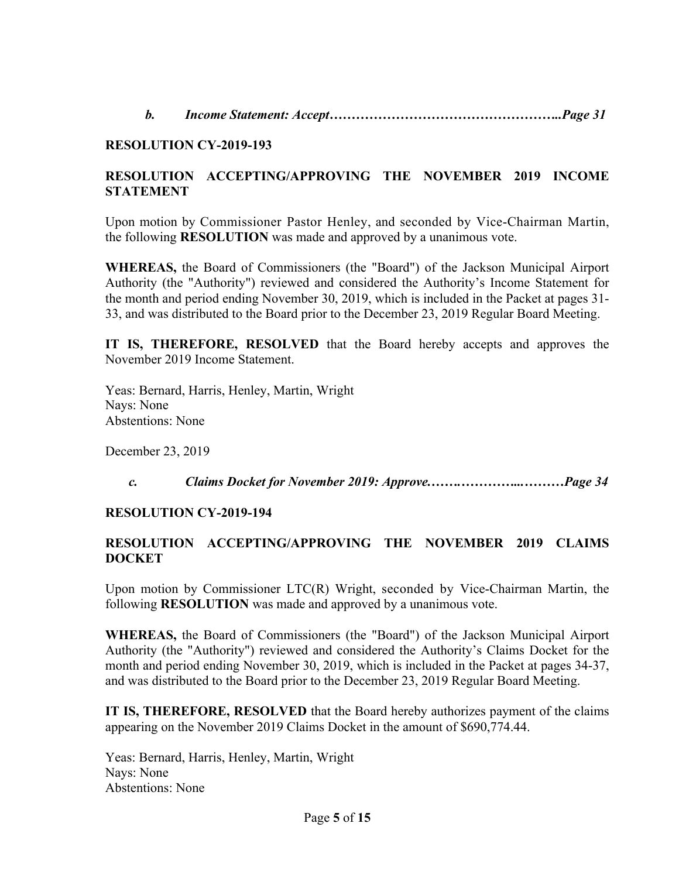*b. Income Statement: Accept……………………………………………..Page 31*

**RESOLUTION CY-2019-193**

**RESOLUTION ACCEPTING/APPROVING THE NOVEMBER 2019 INCOME STATEMENT**

Upon motion by Commissioner Pastor Henley, and seconded by Vice-Chairman Martin, the following **RESOLUTION** was made and approved by a unanimous vote.

**WHEREAS,** the Board of Commissioners (the "Board") of the Jackson Municipal Airport Authority (the "Authority") reviewed and considered the Authority's Income Statement for the month and period ending November 30, 2019, which is included in the Packet at pages 31-33, and was distributed to the Board prior to the December 23, 2019 Regular Board Meeting.

**IT IS, THEREFORE, RESOLVED** that the Board hereby accepts and approves the November 2019 Income Statement.

Yeas: Bernard, Harris, Henley, Martin, Wright
Nays: None
Abstentions: None

December 23, 2019

*c. Claims Docket for November 2019: Approve…….…………...………Page 34*

**RESOLUTION CY-2019-194**

**RESOLUTION ACCEPTING/APPROVING THE NOVEMBER 2019 CLAIMS DOCKET**

Upon motion by Commissioner LTC(R) Wright, seconded by Vice-Chairman Martin, the following **RESOLUTION** was made and approved by a unanimous vote.

**WHEREAS,** the Board of Commissioners (the "Board") of the Jackson Municipal Airport Authority (the "Authority") reviewed and considered the Authority's Claims Docket for the month and period ending November 30, 2019, which is included in the Packet at pages 34-37, and was distributed to the Board prior to the December 23, 2019 Regular Board Meeting.

**IT IS, THEREFORE, RESOLVED** that the Board hereby authorizes payment of the claims appearing on the November 2019 Claims Docket in the amount of $690,774.44.

Yeas: Bernard, Harris, Henley, Martin, Wright
Nays: None
Abstentions: None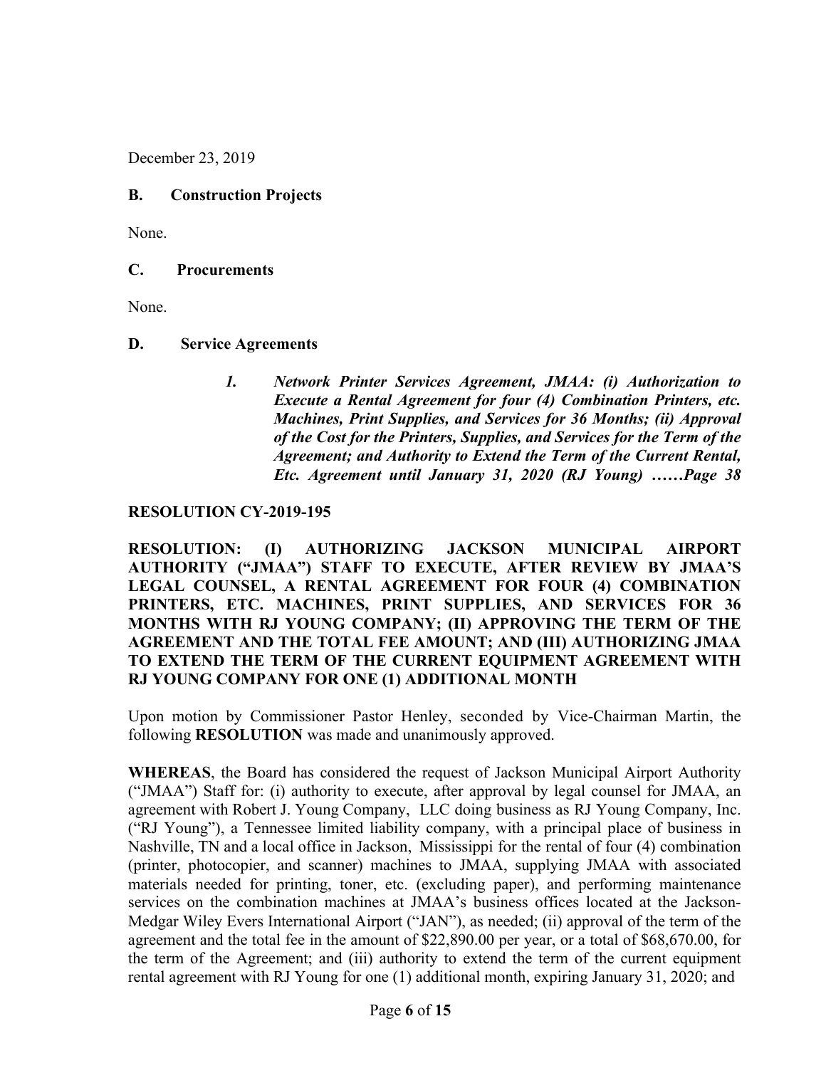December 23, 2019

**B. Construction Projects**

None.

**C. Procurements**

None.

**D. Service Agreements**

> ***1. Network Printer Services Agreement, JMAA: (i) Authorization to Execute a Rental Agreement for four (4) Combination Printers, etc. Machines, Print Supplies, and Services for 36 Months; (ii) Approval of the Cost for the Printers, Supplies, and Services for the Term of the Agreement; and Authority to Extend the Term of the Current Rental, Etc. Agreement until January 31, 2020 (RJ Young) ……Page 38***

**RESOLUTION CY-2019-195**

**RESOLUTION: (I) AUTHORIZING JACKSON MUNICIPAL AIRPORT AUTHORITY ("JMAA") STAFF TO EXECUTE, AFTER REVIEW BY JMAA'S LEGAL COUNSEL, A RENTAL AGREEMENT FOR FOUR (4) COMBINATION PRINTERS, ETC. MACHINES, PRINT SUPPLIES, AND SERVICES FOR 36 MONTHS WITH RJ YOUNG COMPANY; (II) APPROVING THE TERM OF THE AGREEMENT AND THE TOTAL FEE AMOUNT; AND (III) AUTHORIZING JMAA TO EXTEND THE TERM OF THE CURRENT EQUIPMENT AGREEMENT WITH RJ YOUNG COMPANY FOR ONE (1) ADDITIONAL MONTH**

Upon motion by Commissioner Pastor Henley, seconded by Vice-Chairman Martin, the following **RESOLUTION** was made and unanimously approved.

**WHEREAS**, the Board has considered the request of Jackson Municipal Airport Authority ("JMAA") Staff for: (i) authority to execute, after approval by legal counsel for JMAA, an agreement with Robert J. Young Company, LLC doing business as RJ Young Company, Inc. ("RJ Young"), a Tennessee limited liability company, with a principal place of business in Nashville, TN and a local office in Jackson, Mississippi for the rental of four (4) combination (printer, photocopier, and scanner) machines to JMAA, supplying JMAA with associated materials needed for printing, toner, etc. (excluding paper), and performing maintenance services on the combination machines at JMAA's business offices located at the Jackson-Medgar Wiley Evers International Airport ("JAN"), as needed; (ii) approval of the term of the agreement and the total fee in the amount of $22,890.00 per year, or a total of $68,670.00, for the term of the Agreement; and (iii) authority to extend the term of the current equipment rental agreement with RJ Young for one (1) additional month, expiring January 31, 2020; and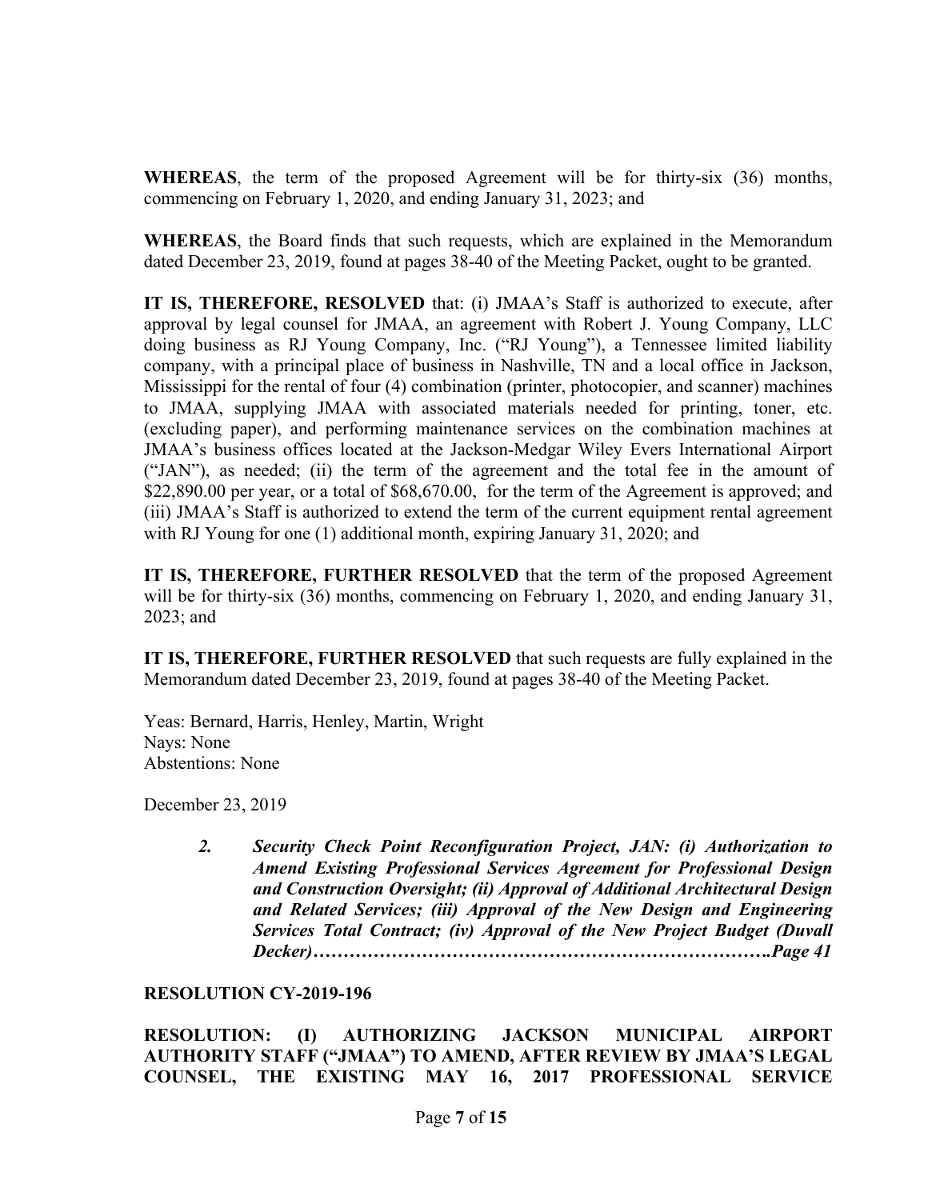**WHEREAS**, the term of the proposed Agreement will be for thirty-six (36) months, commencing on February 1, 2020, and ending January 31, 2023; and

**WHEREAS**, the Board finds that such requests, which are explained in the Memorandum dated December 23, 2019, found at pages 38-40 of the Meeting Packet, ought to be granted.

**IT IS, THEREFORE, RESOLVED** that: (i) JMAA's Staff is authorized to execute, after approval by legal counsel for JMAA, an agreement with Robert J. Young Company, LLC doing business as RJ Young Company, Inc. ("RJ Young"), a Tennessee limited liability company, with a principal place of business in Nashville, TN and a local office in Jackson, Mississippi for the rental of four (4) combination (printer, photocopier, and scanner) machines to JMAA, supplying JMAA with associated materials needed for printing, toner, etc. (excluding paper), and performing maintenance services on the combination machines at JMAA's business offices located at the Jackson-Medgar Wiley Evers International Airport ("JAN"), as needed; (ii) the term of the agreement and the total fee in the amount of $22,890.00 per year, or a total of $68,670.00, for the term of the Agreement is approved; and (iii) JMAA's Staff is authorized to extend the term of the current equipment rental agreement with RJ Young for one (1) additional month, expiring January 31, 2020; and

**IT IS, THEREFORE, FURTHER RESOLVED** that the term of the proposed Agreement will be for thirty-six (36) months, commencing on February 1, 2020, and ending January 31, 2023; and

**IT IS, THEREFORE, FURTHER RESOLVED** that such requests are fully explained in the Memorandum dated December 23, 2019, found at pages 38-40 of the Meeting Packet.

Yeas: Bernard, Harris, Henley, Martin, Wright
Nays: None
Abstentions: None

December 23, 2019

> ***2. Security Check Point Reconfiguration Project, JAN: (i) Authorization to Amend Existing Professional Services Agreement for Professional Design and Construction Oversight; (ii) Approval of Additional Architectural Design and Related Services; (iii) Approval of the New Design and Engineering Services Total Contract; (iv) Approval of the New Project Budget (Duvall Decker)……………………………………………………………….Page 41***

**RESOLUTION CY-2019-196**

**RESOLUTION: (I) AUTHORIZING JACKSON MUNICIPAL AIRPORT AUTHORITY STAFF ("JMAA") TO AMEND, AFTER REVIEW BY JMAA'S LEGAL COUNSEL, THE EXISTING MAY 16, 2017 PROFESSIONAL SERVICE**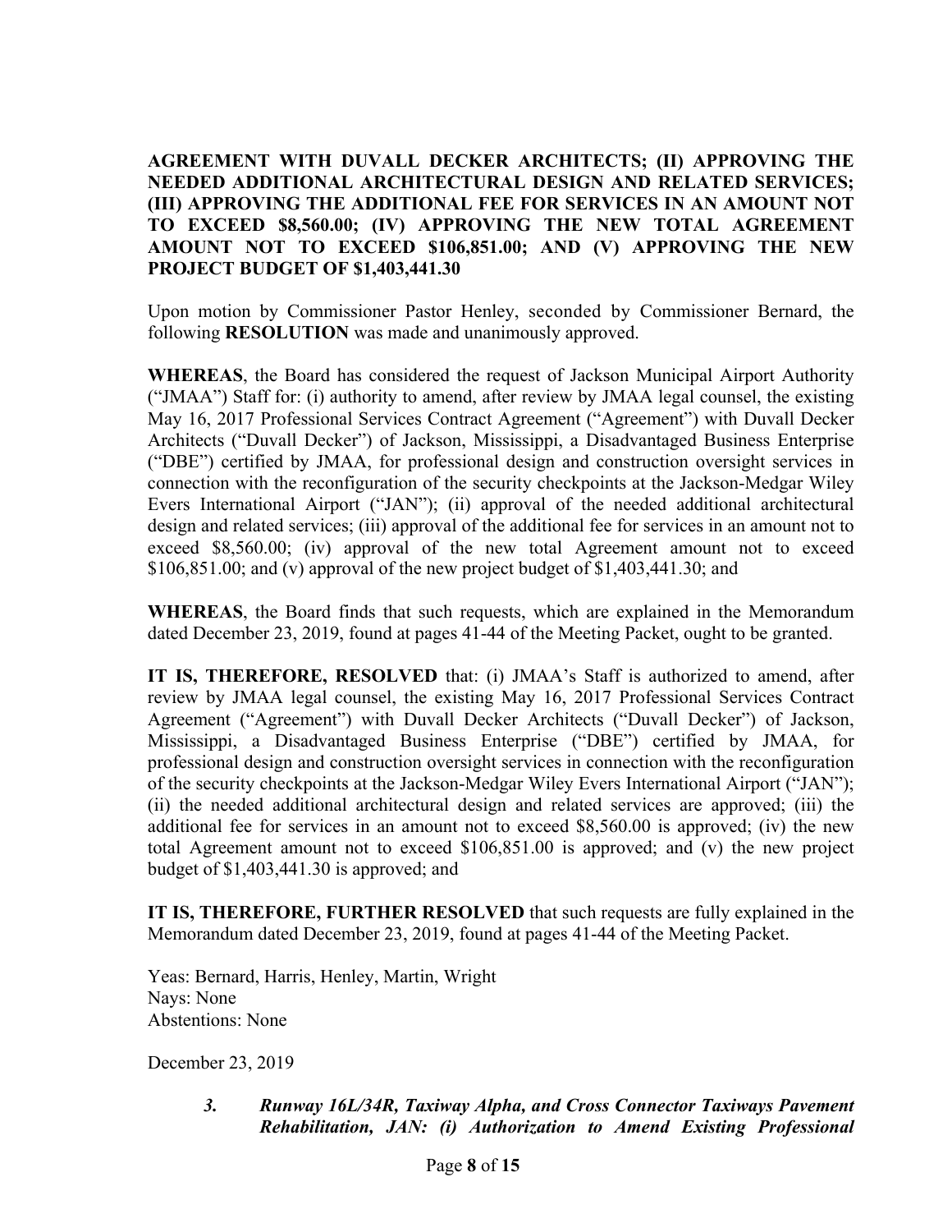**AGREEMENT WITH DUVALL DECKER ARCHITECTS; (II) APPROVING THE NEEDED ADDITIONAL ARCHITECTURAL DESIGN AND RELATED SERVICES; (III) APPROVING THE ADDITIONAL FEE FOR SERVICES IN AN AMOUNT NOT TO EXCEED $8,560.00; (IV) APPROVING THE NEW TOTAL AGREEMENT AMOUNT NOT TO EXCEED $106,851.00; AND (V) APPROVING THE NEW PROJECT BUDGET OF $1,403,441.30**

Upon motion by Commissioner Pastor Henley, seconded by Commissioner Bernard, the following **RESOLUTION** was made and unanimously approved.

**WHEREAS**, the Board has considered the request of Jackson Municipal Airport Authority ("JMAA") Staff for: (i) authority to amend, after review by JMAA legal counsel, the existing May 16, 2017 Professional Services Contract Agreement ("Agreement") with Duvall Decker Architects ("Duvall Decker") of Jackson, Mississippi, a Disadvantaged Business Enterprise ("DBE") certified by JMAA, for professional design and construction oversight services in connection with the reconfiguration of the security checkpoints at the Jackson-Medgar Wiley Evers International Airport ("JAN"); (ii) approval of the needed additional architectural design and related services; (iii) approval of the additional fee for services in an amount not to exceed $8,560.00; (iv) approval of the new total Agreement amount not to exceed $106,851.00; and (v) approval of the new project budget of $1,403,441.30; and

**WHEREAS**, the Board finds that such requests, which are explained in the Memorandum dated December 23, 2019, found at pages 41-44 of the Meeting Packet, ought to be granted.

**IT IS, THEREFORE, RESOLVED** that: (i) JMAA's Staff is authorized to amend, after review by JMAA legal counsel, the existing May 16, 2017 Professional Services Contract Agreement ("Agreement") with Duvall Decker Architects ("Duvall Decker") of Jackson, Mississippi, a Disadvantaged Business Enterprise ("DBE") certified by JMAA, for professional design and construction oversight services in connection with the reconfiguration of the security checkpoints at the Jackson-Medgar Wiley Evers International Airport ("JAN"); (ii) the needed additional architectural design and related services are approved; (iii) the additional fee for services in an amount not to exceed $8,560.00 is approved; (iv) the new total Agreement amount not to exceed $106,851.00 is approved; and (v) the new project budget of $1,403,441.30 is approved; and

**IT IS, THEREFORE, FURTHER RESOLVED** that such requests are fully explained in the Memorandum dated December 23, 2019, found at pages 41-44 of the Meeting Packet.

Yeas: Bernard, Harris, Henley, Martin, Wright
Nays: None
Abstentions: None

December 23, 2019

> ***3. Runway 16L/34R, Taxiway Alpha, and Cross Connector Taxiways Pavement Rehabilitation, JAN: (i) Authorization to Amend Existing Professional***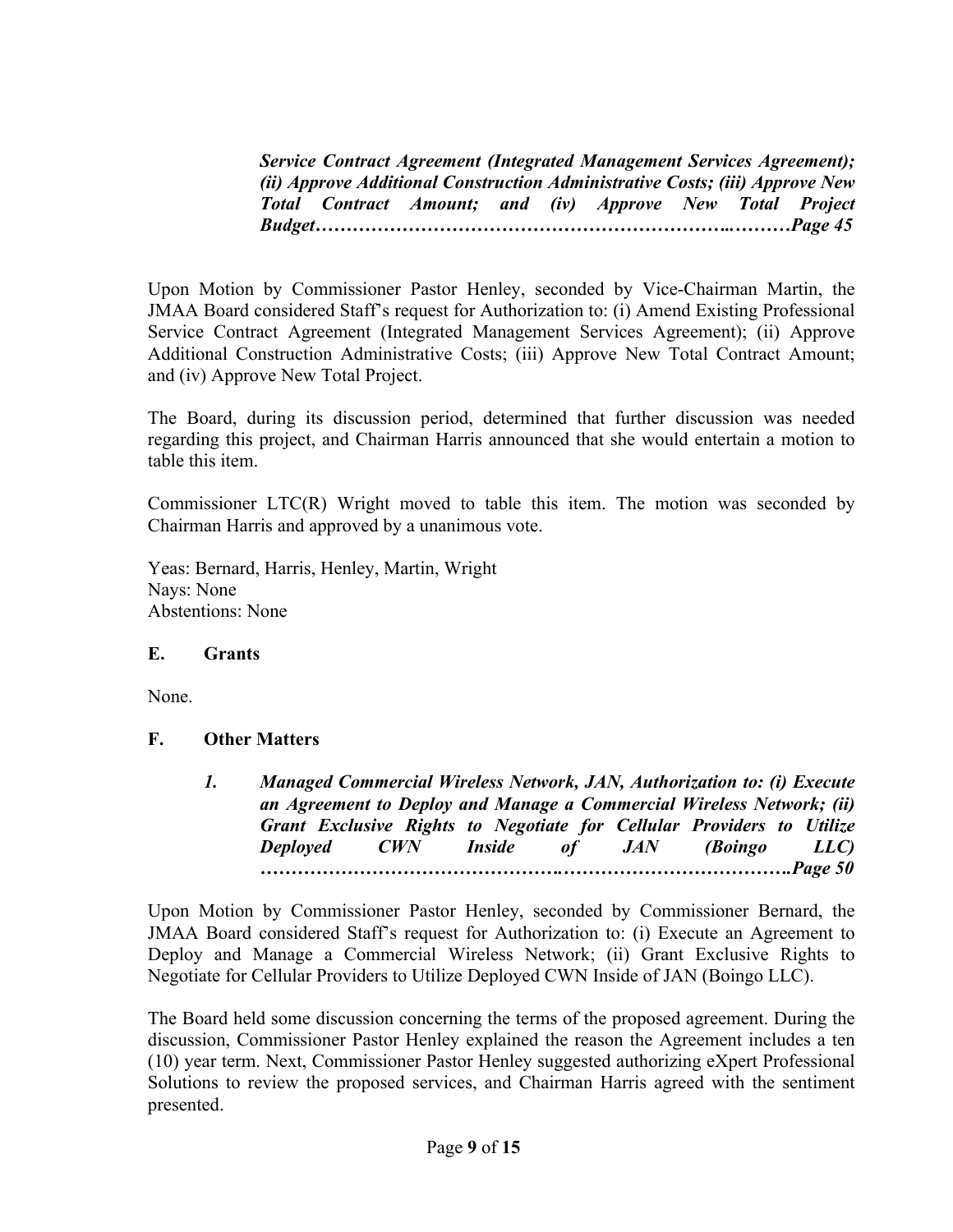***Service Contract Agreement (Integrated Management Services Agreement); (ii) Approve Additional Construction Administrative Costs; (iii) Approve New Total Contract Amount; and (iv) Approve New Total Project Budget……………………………………………………..………Page 45***

Upon Motion by Commissioner Pastor Henley, seconded by Vice-Chairman Martin, the JMAA Board considered Staff's request for Authorization to: (i) Amend Existing Professional Service Contract Agreement (Integrated Management Services Agreement); (ii) Approve Additional Construction Administrative Costs; (iii) Approve New Total Contract Amount; and (iv) Approve New Total Project.

The Board, during its discussion period, determined that further discussion was needed regarding this project, and Chairman Harris announced that she would entertain a motion to table this item.

Commissioner LTC(R) Wright moved to table this item. The motion was seconded by Chairman Harris and approved by a unanimous vote.

Yeas: Bernard, Harris, Henley, Martin, Wright
Nays: None
Abstentions: None

**E. Grants**

None.

**F. Other Matters**

***1. Managed Commercial Wireless Network, JAN, Authorization to: (i) Execute an Agreement to Deploy and Manage a Commercial Wireless Network; (ii) Grant Exclusive Rights to Negotiate for Cellular Providers to Utilize Deployed CWN Inside of JAN (Boingo LLC) ……………………………………….……………………………….Page 50***

Upon Motion by Commissioner Pastor Henley, seconded by Commissioner Bernard, the JMAA Board considered Staff's request for Authorization to: (i) Execute an Agreement to Deploy and Manage a Commercial Wireless Network; (ii) Grant Exclusive Rights to Negotiate for Cellular Providers to Utilize Deployed CWN Inside of JAN (Boingo LLC).

The Board held some discussion concerning the terms of the proposed agreement. During the discussion, Commissioner Pastor Henley explained the reason the Agreement includes a ten (10) year term. Next, Commissioner Pastor Henley suggested authorizing eXpert Professional Solutions to review the proposed services, and Chairman Harris agreed with the sentiment presented.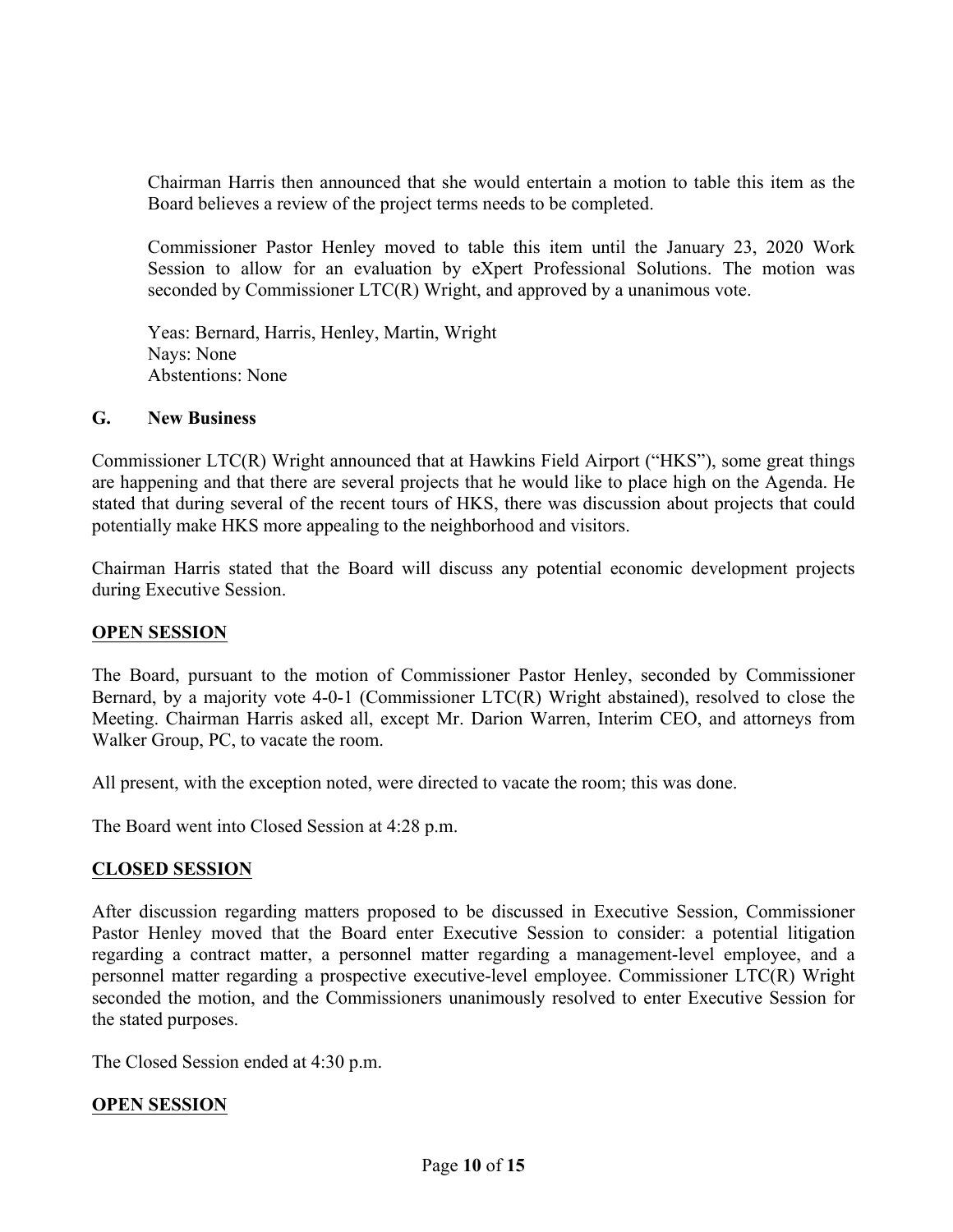Chairman Harris then announced that she would entertain a motion to table this item as the Board believes a review of the project terms needs to be completed.

Commissioner Pastor Henley moved to table this item until the January 23, 2020 Work Session to allow for an evaluation by eXpert Professional Solutions. The motion was seconded by Commissioner LTC(R) Wright, and approved by a unanimous vote.

Yeas: Bernard, Harris, Henley, Martin, Wright
Nays: None
Abstentions: None

## G. New Business

Commissioner LTC(R) Wright announced that at Hawkins Field Airport ("HKS"), some great things are happening and that there are several projects that he would like to place high on the Agenda. He stated that during several of the recent tours of HKS, there was discussion about projects that could potentially make HKS more appealing to the neighborhood and visitors.

Chairman Harris stated that the Board will discuss any potential economic development projects during Executive Session.

## OPEN SESSION

The Board, pursuant to the motion of Commissioner Pastor Henley, seconded by Commissioner Bernard, by a majority vote 4-0-1 (Commissioner LTC(R) Wright abstained), resolved to close the Meeting. Chairman Harris asked all, except Mr. Darion Warren, Interim CEO, and attorneys from Walker Group, PC, to vacate the room.

All present, with the exception noted, were directed to vacate the room; this was done.

The Board went into Closed Session at 4:28 p.m.

## CLOSED SESSION

After discussion regarding matters proposed to be discussed in Executive Session, Commissioner Pastor Henley moved that the Board enter Executive Session to consider: a potential litigation regarding a contract matter, a personnel matter regarding a management-level employee, and a personnel matter regarding a prospective executive-level employee. Commissioner LTC(R) Wright seconded the motion, and the Commissioners unanimously resolved to enter Executive Session for the stated purposes.

The Closed Session ended at 4:30 p.m.

## OPEN SESSION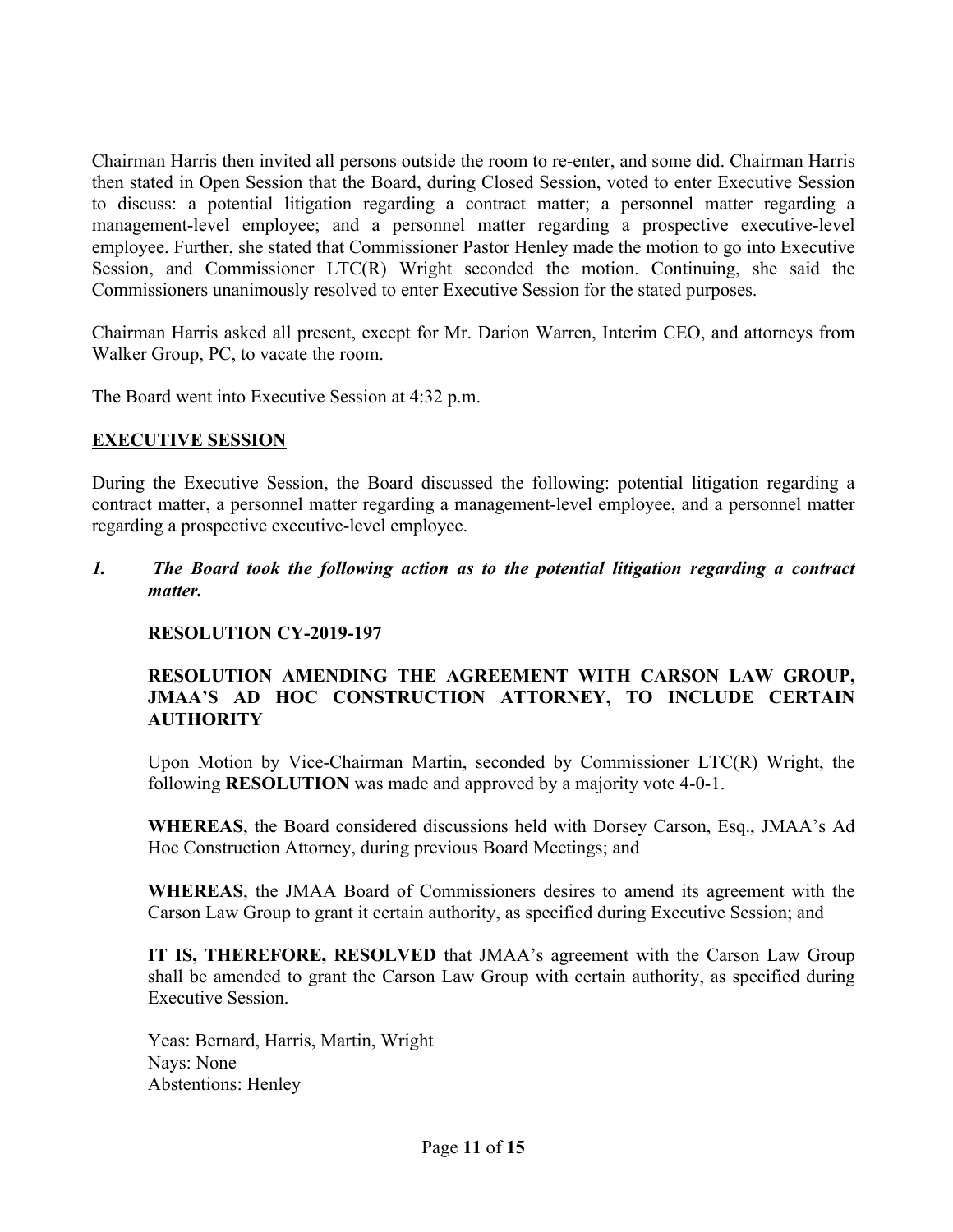Chairman Harris then invited all persons outside the room to re-enter, and some did. Chairman Harris then stated in Open Session that the Board, during Closed Session, voted to enter Executive Session to discuss: a potential litigation regarding a contract matter; a personnel matter regarding a management-level employee; and a personnel matter regarding a prospective executive-level employee. Further, she stated that Commissioner Pastor Henley made the motion to go into Executive Session, and Commissioner LTC(R) Wright seconded the motion. Continuing, she said the Commissioners unanimously resolved to enter Executive Session for the stated purposes.

Chairman Harris asked all present, except for Mr. Darion Warren, Interim CEO, and attorneys from Walker Group, PC, to vacate the room.

The Board went into Executive Session at 4:32 p.m.

**EXECUTIVE SESSION**

During the Executive Session, the Board discussed the following: potential litigation regarding a contract matter, a personnel matter regarding a management-level employee, and a personnel matter regarding a prospective executive-level employee.

***1. The Board took the following action as to the potential litigation regarding a contract matter.***

**RESOLUTION CY-2019-197**

**RESOLUTION AMENDING THE AGREEMENT WITH CARSON LAW GROUP, JMAA'S AD HOC CONSTRUCTION ATTORNEY, TO INCLUDE CERTAIN AUTHORITY**

Upon Motion by Vice-Chairman Martin, seconded by Commissioner LTC(R) Wright, the following **RESOLUTION** was made and approved by a majority vote 4-0-1.

**WHEREAS**, the Board considered discussions held with Dorsey Carson, Esq., JMAA's Ad Hoc Construction Attorney, during previous Board Meetings; and

**WHEREAS**, the JMAA Board of Commissioners desires to amend its agreement with the Carson Law Group to grant it certain authority, as specified during Executive Session; and

**IT IS, THEREFORE, RESOLVED** that JMAA's agreement with the Carson Law Group shall be amended to grant the Carson Law Group with certain authority, as specified during Executive Session.

Yeas: Bernard, Harris, Martin, Wright
Nays: None
Abstentions: Henley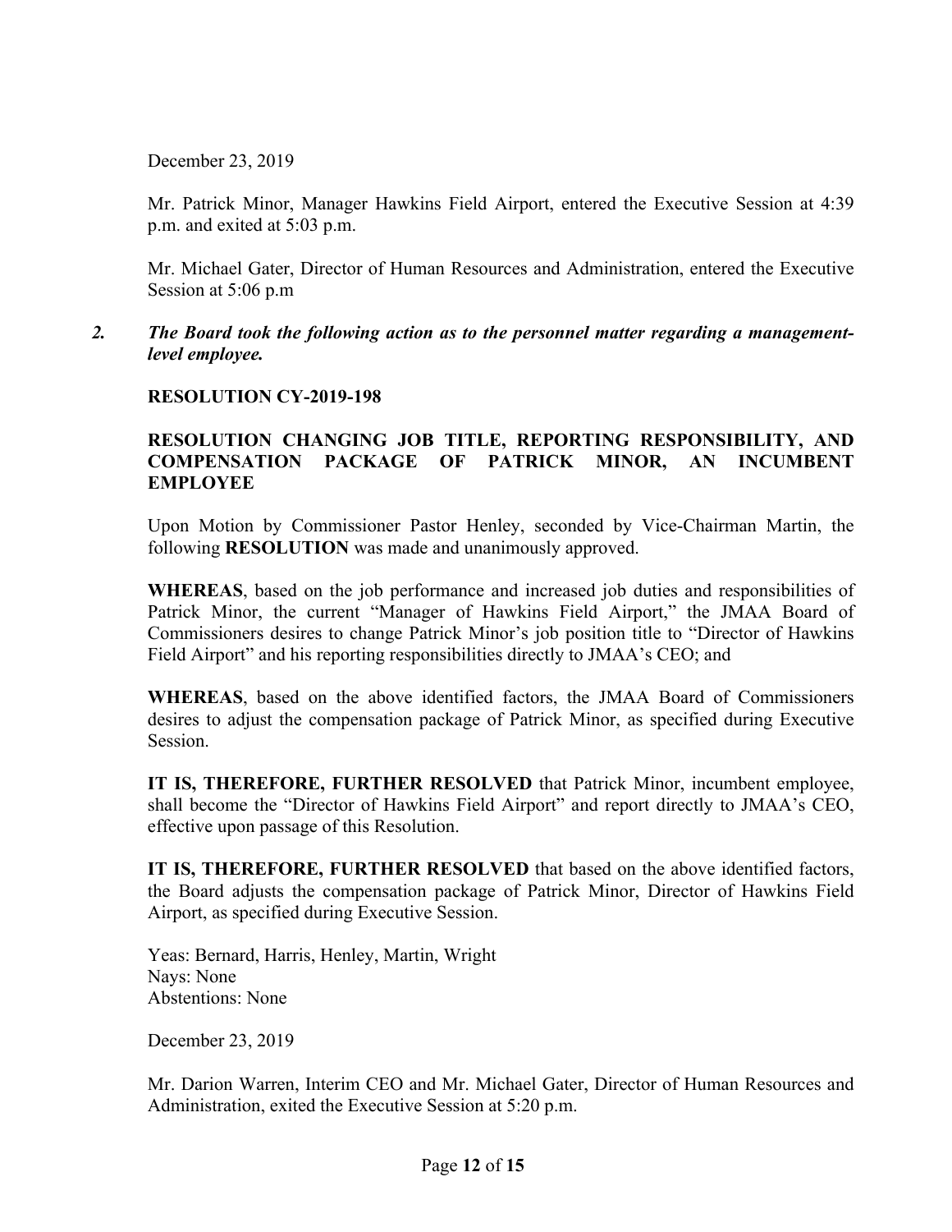December 23, 2019

Mr. Patrick Minor, Manager Hawkins Field Airport, entered the Executive Session at 4:39 p.m. and exited at 5:03 p.m.

Mr. Michael Gater, Director of Human Resources and Administration, entered the Executive Session at 5:06 p.m

*2. **The Board took the following action as to the personnel matter regarding a management-level employee.***

**RESOLUTION CY-2019-198**

**RESOLUTION CHANGING JOB TITLE, REPORTING RESPONSIBILITY, AND COMPENSATION PACKAGE OF PATRICK MINOR, AN INCUMBENT EMPLOYEE**

Upon Motion by Commissioner Pastor Henley, seconded by Vice-Chairman Martin, the following **RESOLUTION** was made and unanimously approved.

**WHEREAS**, based on the job performance and increased job duties and responsibilities of Patrick Minor, the current "Manager of Hawkins Field Airport," the JMAA Board of Commissioners desires to change Patrick Minor's job position title to "Director of Hawkins Field Airport" and his reporting responsibilities directly to JMAA's CEO; and

**WHEREAS**, based on the above identified factors, the JMAA Board of Commissioners desires to adjust the compensation package of Patrick Minor, as specified during Executive Session.

**IT IS, THEREFORE, FURTHER RESOLVED** that Patrick Minor, incumbent employee, shall become the "Director of Hawkins Field Airport" and report directly to JMAA's CEO, effective upon passage of this Resolution.

**IT IS, THEREFORE, FURTHER RESOLVED** that based on the above identified factors, the Board adjusts the compensation package of Patrick Minor, Director of Hawkins Field Airport, as specified during Executive Session.

Yeas: Bernard, Harris, Henley, Martin, Wright
Nays: None
Abstentions: None

December 23, 2019

Mr. Darion Warren, Interim CEO and Mr. Michael Gater, Director of Human Resources and Administration, exited the Executive Session at 5:20 p.m.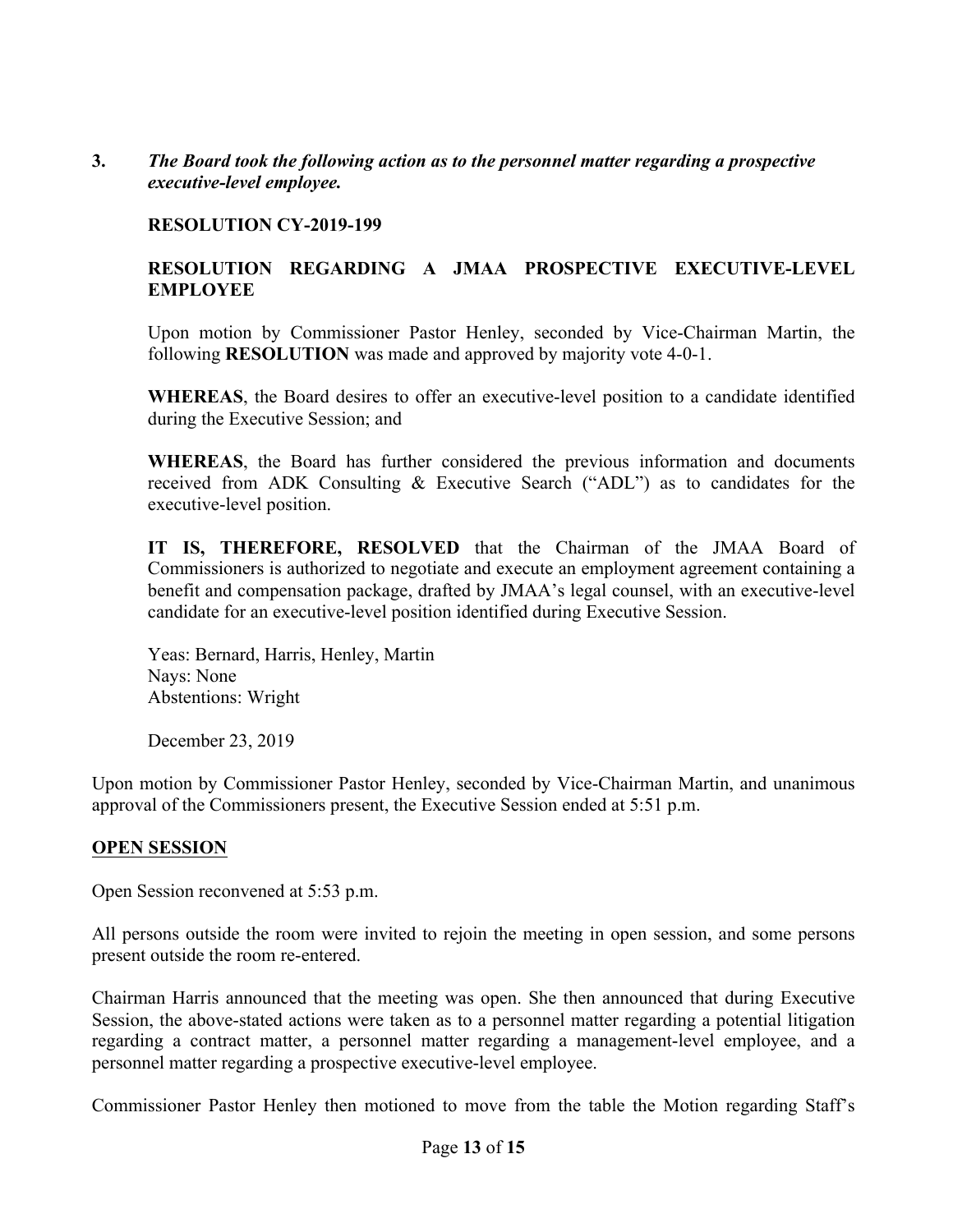**3.** ***The Board took the following action as to the personnel matter regarding a prospective executive-level employee.***

**RESOLUTION CY-2019-199**

**RESOLUTION REGARDING A JMAA PROSPECTIVE EXECUTIVE-LEVEL EMPLOYEE**

Upon motion by Commissioner Pastor Henley, seconded by Vice-Chairman Martin, the following **RESOLUTION** was made and approved by majority vote 4-0-1.

**WHEREAS**, the Board desires to offer an executive-level position to a candidate identified during the Executive Session; and

**WHEREAS**, the Board has further considered the previous information and documents received from ADK Consulting & Executive Search ("ADL") as to candidates for the executive-level position.

**IT IS, THEREFORE, RESOLVED** that the Chairman of the JMAA Board of Commissioners is authorized to negotiate and execute an employment agreement containing a benefit and compensation package, drafted by JMAA's legal counsel, with an executive-level candidate for an executive-level position identified during Executive Session.

Yeas: Bernard, Harris, Henley, Martin
Nays: None
Abstentions: Wright

December 23, 2019

Upon motion by Commissioner Pastor Henley, seconded by Vice-Chairman Martin, and unanimous approval of the Commissioners present, the Executive Session ended at 5:51 p.m.

**OPEN SESSION**

Open Session reconvened at 5:53 p.m.

All persons outside the room were invited to rejoin the meeting in open session, and some persons present outside the room re-entered.

Chairman Harris announced that the meeting was open. She then announced that during Executive Session, the above-stated actions were taken as to a personnel matter regarding a potential litigation regarding a contract matter, a personnel matter regarding a management-level employee, and a personnel matter regarding a prospective executive-level employee.

Commissioner Pastor Henley then motioned to move from the table the Motion regarding Staff's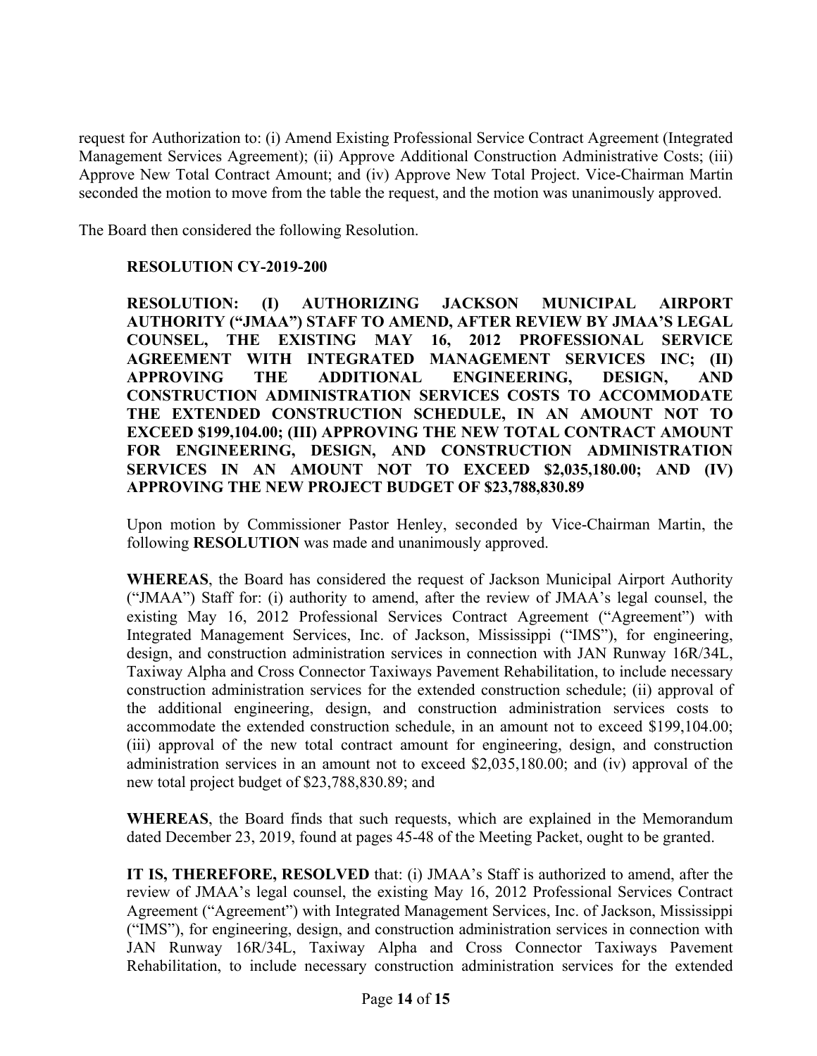request for Authorization to: (i) Amend Existing Professional Service Contract Agreement (Integrated Management Services Agreement); (ii) Approve Additional Construction Administrative Costs; (iii) Approve New Total Contract Amount; and (iv) Approve New Total Project. Vice-Chairman Martin seconded the motion to move from the table the request, and the motion was unanimously approved.

The Board then considered the following Resolution.

**RESOLUTION CY-2019-200**

**RESOLUTION: (I) AUTHORIZING JACKSON MUNICIPAL AIRPORT AUTHORITY ("JMAA") STAFF TO AMEND, AFTER REVIEW BY JMAA'S LEGAL COUNSEL, THE EXISTING MAY 16, 2012 PROFESSIONAL SERVICE AGREEMENT WITH INTEGRATED MANAGEMENT SERVICES INC; (II) APPROVING THE ADDITIONAL ENGINEERING, DESIGN, AND CONSTRUCTION ADMINISTRATION SERVICES COSTS TO ACCOMMODATE THE EXTENDED CONSTRUCTION SCHEDULE, IN AN AMOUNT NOT TO EXCEED $199,104.00; (III) APPROVING THE NEW TOTAL CONTRACT AMOUNT FOR ENGINEERING, DESIGN, AND CONSTRUCTION ADMINISTRATION SERVICES IN AN AMOUNT NOT TO EXCEED $2,035,180.00; AND (IV) APPROVING THE NEW PROJECT BUDGET OF $23,788,830.89**

Upon motion by Commissioner Pastor Henley, seconded by Vice-Chairman Martin, the following **RESOLUTION** was made and unanimously approved.

**WHEREAS**, the Board has considered the request of Jackson Municipal Airport Authority ("JMAA") Staff for: (i) authority to amend, after the review of JMAA's legal counsel, the existing May 16, 2012 Professional Services Contract Agreement ("Agreement") with Integrated Management Services, Inc. of Jackson, Mississippi ("IMS"), for engineering, design, and construction administration services in connection with JAN Runway 16R/34L, Taxiway Alpha and Cross Connector Taxiways Pavement Rehabilitation, to include necessary construction administration services for the extended construction schedule; (ii) approval of the additional engineering, design, and construction administration services costs to accommodate the extended construction schedule, in an amount not to exceed $199,104.00; (iii) approval of the new total contract amount for engineering, design, and construction administration services in an amount not to exceed $2,035,180.00; and (iv) approval of the new total project budget of $23,788,830.89; and

**WHEREAS**, the Board finds that such requests, which are explained in the Memorandum dated December 23, 2019, found at pages 45-48 of the Meeting Packet, ought to be granted.

**IT IS, THEREFORE, RESOLVED** that: (i) JMAA's Staff is authorized to amend, after the review of JMAA's legal counsel, the existing May 16, 2012 Professional Services Contract Agreement ("Agreement") with Integrated Management Services, Inc. of Jackson, Mississippi ("IMS"), for engineering, design, and construction administration services in connection with JAN Runway 16R/34L, Taxiway Alpha and Cross Connector Taxiways Pavement Rehabilitation, to include necessary construction administration services for the extended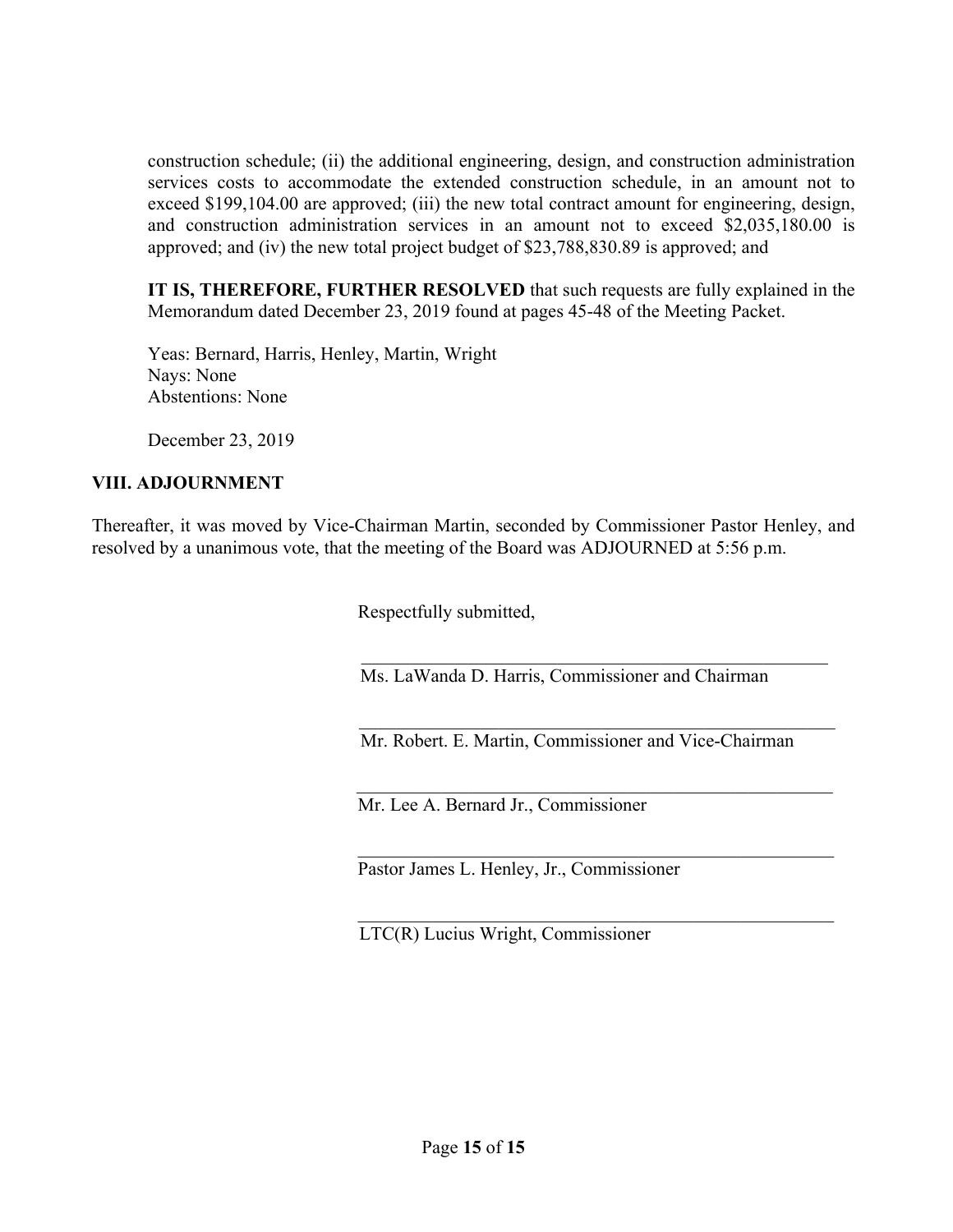construction schedule; (ii) the additional engineering, design, and construction administration services costs to accommodate the extended construction schedule, in an amount not to exceed $199,104.00 are approved; (iii) the new total contract amount for engineering, design, and construction administration services in an amount not to exceed $2,035,180.00 is approved; and (iv) the new total project budget of $23,788,830.89 is approved; and

**IT IS, THEREFORE, FURTHER RESOLVED** that such requests are fully explained in the Memorandum dated December 23, 2019 found at pages 45-48 of the Meeting Packet.

Yeas: Bernard, Harris, Henley, Martin, Wright
Nays: None
Abstentions: None

December 23, 2019

## VIII. ADJOURNMENT

Thereafter, it was moved by Vice-Chairman Martin, seconded by Commissioner Pastor Henley, and resolved by a unanimous vote, that the meeting of the Board was ADJOURNED at 5:56 p.m.

Respectfully submitted,

\_\_\_\_\_\_\_\_\_\_\_\_\_\_\_\_\_\_\_\_\_\_\_\_\_\_\_\_\_\_\_\_\_\_\_\_\_\_\_\_\_\_\_\_\_\_
Ms. LaWanda D. Harris, Commissioner and Chairman

\_\_\_\_\_\_\_\_\_\_\_\_\_\_\_\_\_\_\_\_\_\_\_\_\_\_\_\_\_\_\_\_\_\_\_\_\_\_\_\_\_\_\_\_\_\_
Mr. Robert. E. Martin, Commissioner and Vice-Chairman

\_\_\_\_\_\_\_\_\_\_\_\_\_\_\_\_\_\_\_\_\_\_\_\_\_\_\_\_\_\_\_\_\_\_\_\_\_\_\_\_\_\_\_\_\_\_
Mr. Lee A. Bernard Jr., Commissioner

\_\_\_\_\_\_\_\_\_\_\_\_\_\_\_\_\_\_\_\_\_\_\_\_\_\_\_\_\_\_\_\_\_\_\_\_\_\_\_\_\_\_\_\_\_\_
Pastor James L. Henley, Jr., Commissioner

\_\_\_\_\_\_\_\_\_\_\_\_\_\_\_\_\_\_\_\_\_\_\_\_\_\_\_\_\_\_\_\_\_\_\_\_\_\_\_\_\_\_\_\_\_\_
LTC(R) Lucius Wright, Commissioner